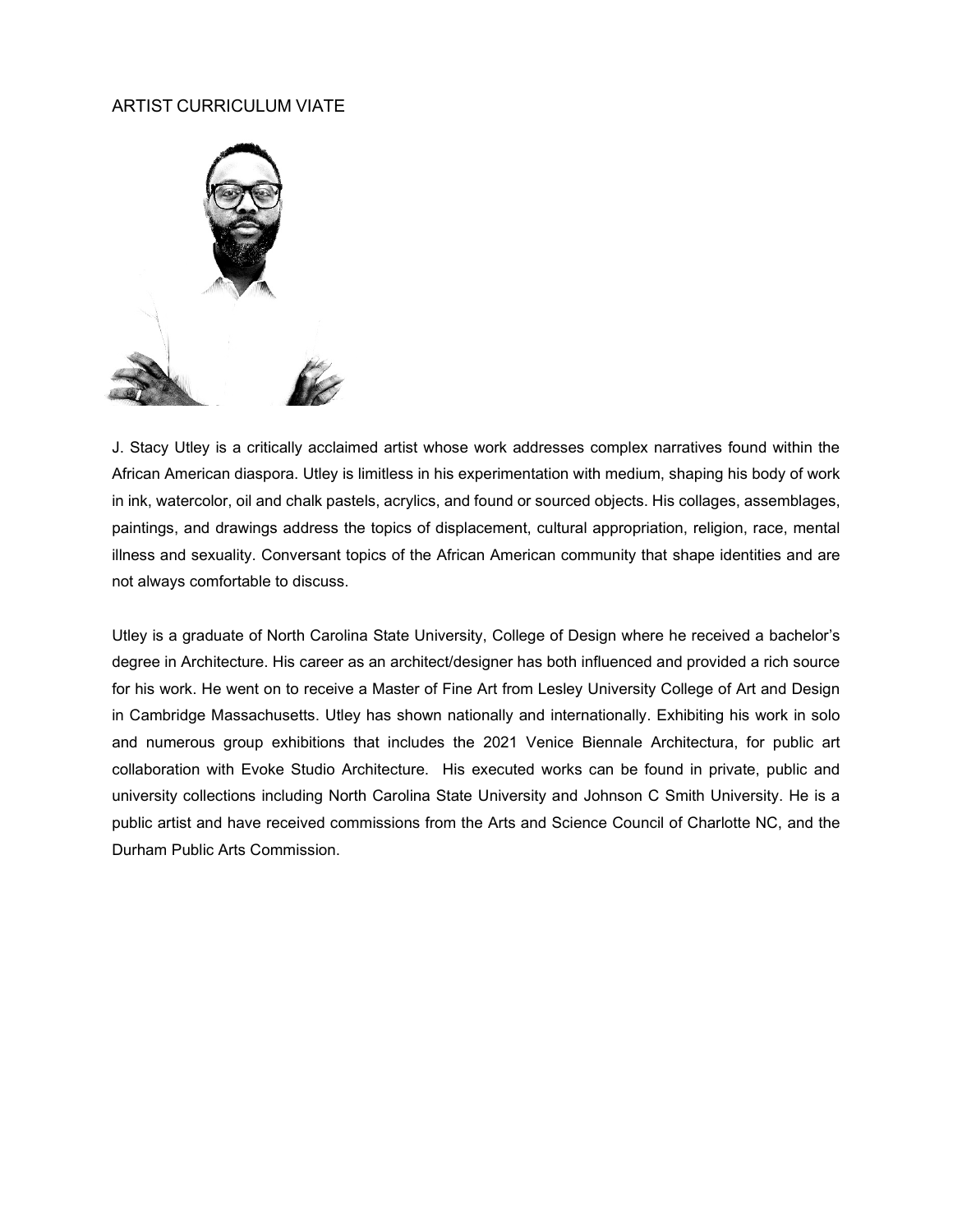# ARTIST CURRICULUM VIATE

J. Stacy Utley is a critically acclaimed artist whose work addresses complex narratives found within the African American diaspora. Utley is limitless in his experimentation with medium, shaping his body of work in ink, watercolor, oil and chalk pastels, acrylics, and found or sourced objects. His collages, assemblages, paintings, and drawings address the topics of displacement, cultural appropriation, religion, race, mental illness and sexuality. Conversant topics of the African American community that shape identities and are not always comfortable to discuss.

Utley is a graduate of North Carolina State University, College of Design where he received a bachelor's degree in Architecture. His career as an architect/designer has both influenced and provided a rich source for his work. He went on to receive a Master of Fine Art from Lesley University College of Art and Design in Cambridge Massachusetts. Utley has shown nationally and internationally. Exhibiting his work in solo and numerous group exhibitions that includes the 2021 Venice Biennale Architectura, for public art collaboration with Evoke Studio Architecture. His executed works can be found in private, public and university collections including North Carolina State University and Johnson C Smith University. He is a public artist and have received commissions from the Arts and Science Council of Charlotte NC, and the Durham Public Arts Commission.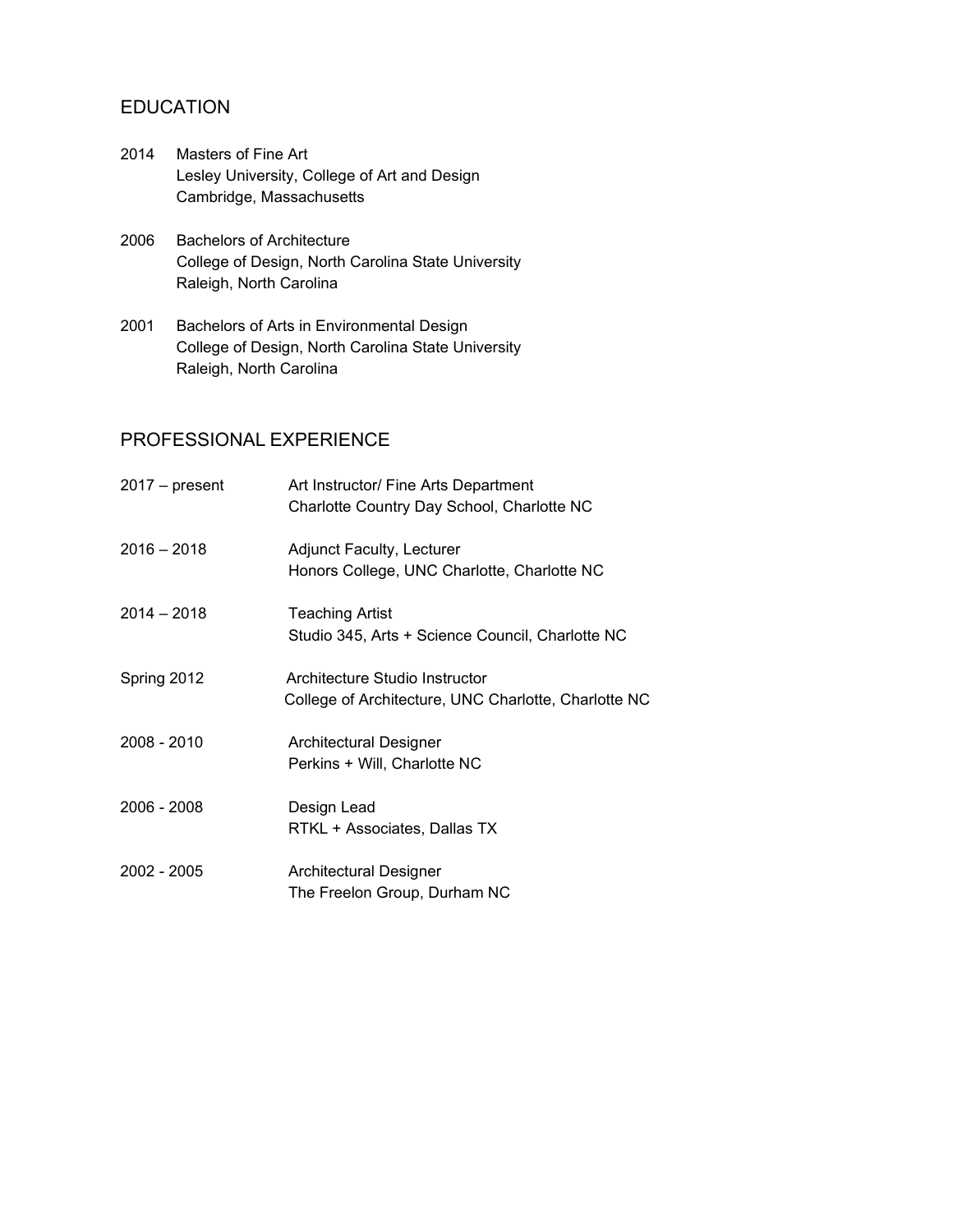## EDUCATION

2014 Masters of Fine Art
Lesley University, College of Art and Design
Cambridge, Massachusetts

2006 Bachelors of Architecture
College of Design, North Carolina State University
Raleigh, North Carolina

2001 Bachelors of Arts in Environmental Design
College of Design, North Carolina State University
Raleigh, North Carolina

## PROFESSIONAL EXPERIENCE

2017 – present Art Instructor/ Fine Arts Department
Charlotte Country Day School, Charlotte NC

2016 – 2018 Adjunct Faculty, Lecturer
Honors College, UNC Charlotte, Charlotte NC

2014 – 2018 Teaching Artist
Studio 345, Arts + Science Council, Charlotte NC

Spring 2012 Architecture Studio Instructor
College of Architecture, UNC Charlotte, Charlotte NC

2008 - 2010 Architectural Designer
Perkins + Will, Charlotte NC

2006 - 2008 Design Lead
RTKL + Associates, Dallas TX

2002 - 2005 Architectural Designer
The Freelon Group, Durham NC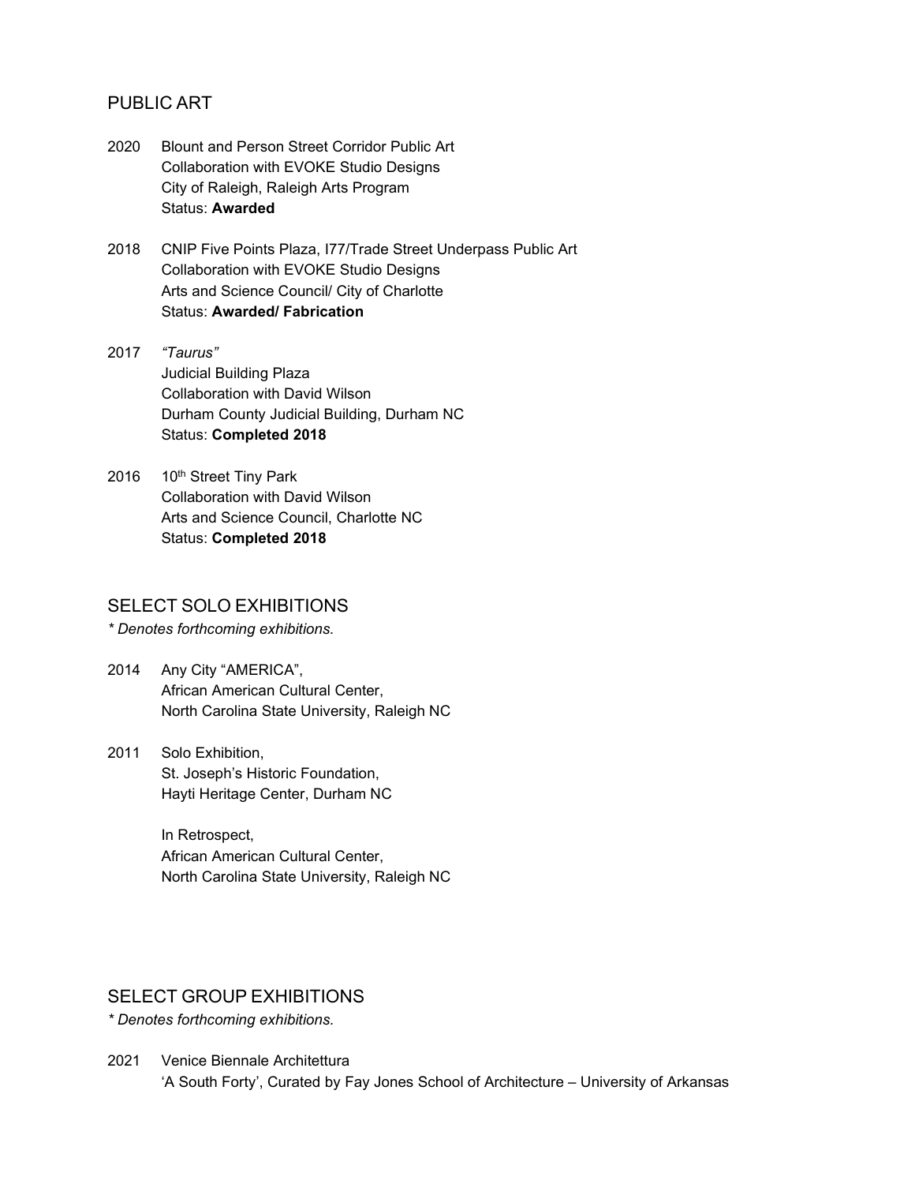## PUBLIC ART

2020 Blount and Person Street Corridor Public Art
Collaboration with EVOKE Studio Designs
City of Raleigh, Raleigh Arts Program
Status: **Awarded**

2018 CNIP Five Points Plaza, I77/Trade Street Underpass Public Art
Collaboration with EVOKE Studio Designs
Arts and Science Council/ City of Charlotte
Status: **Awarded/ Fabrication**

2017 *"Taurus"*
Judicial Building Plaza
Collaboration with David Wilson
Durham County Judicial Building, Durham NC
Status: **Completed 2018**

2016 10th Street Tiny Park
Collaboration with David Wilson
Arts and Science Council, Charlotte NC
Status: **Completed 2018**

## SELECT SOLO EXHIBITIONS

*\* Denotes forthcoming exhibitions.*

2014 Any City "AMERICA",
African American Cultural Center,
North Carolina State University, Raleigh NC

2011 Solo Exhibition,
St. Joseph's Historic Foundation,
Hayti Heritage Center, Durham NC

In Retrospect,
African American Cultural Center,
North Carolina State University, Raleigh NC

## SELECT GROUP EXHIBITIONS

*\* Denotes forthcoming exhibitions.*

2021 Venice Biennale Architettura
'A South Forty', Curated by Fay Jones School of Architecture – University of Arkansas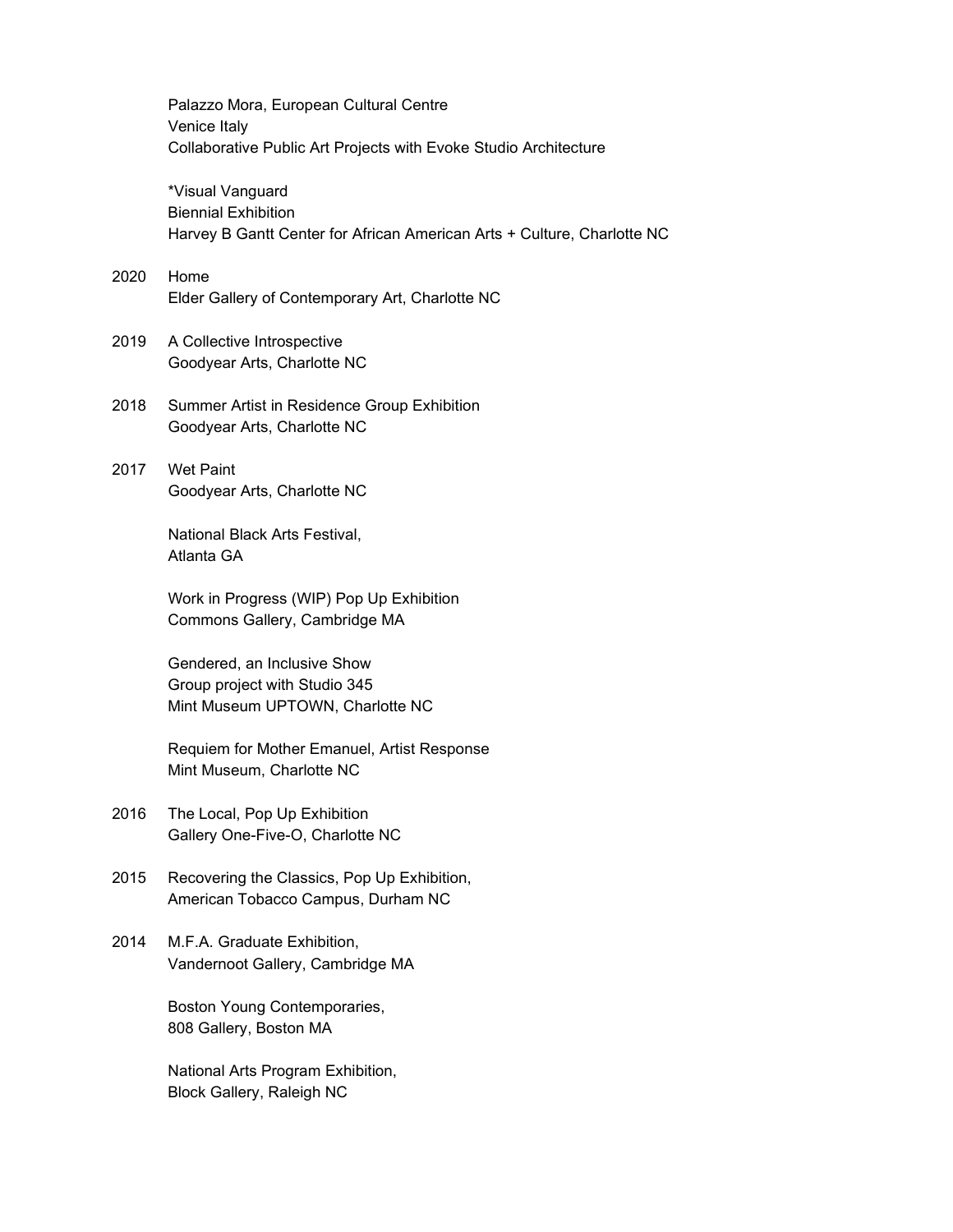Palazzo Mora, European Cultural Centre
Venice Italy
Collaborative Public Art Projects with Evoke Studio Architecture

*Visual Vanguard
Biennial Exhibition
Harvey B Gantt Center for African American Arts + Culture, Charlotte NC

2020 Home
Elder Gallery of Contemporary Art, Charlotte NC

2019 A Collective Introspective
Goodyear Arts, Charlotte NC

2018 Summer Artist in Residence Group Exhibition
Goodyear Arts, Charlotte NC

2017 Wet Paint
Goodyear Arts, Charlotte NC

National Black Arts Festival,
Atlanta GA

Work in Progress (WIP) Pop Up Exhibition
Commons Gallery, Cambridge MA

Gendered, an Inclusive Show
Group project with Studio 345
Mint Museum UPTOWN, Charlotte NC

Requiem for Mother Emanuel, Artist Response
Mint Museum, Charlotte NC

2016 The Local, Pop Up Exhibition
Gallery One-Five-O, Charlotte NC

2015 Recovering the Classics, Pop Up Exhibition,
American Tobacco Campus, Durham NC

2014 M.F.A. Graduate Exhibition,
Vandernoot Gallery, Cambridge MA

Boston Young Contemporaries,
808 Gallery, Boston MA

National Arts Program Exhibition,
Block Gallery, Raleigh NC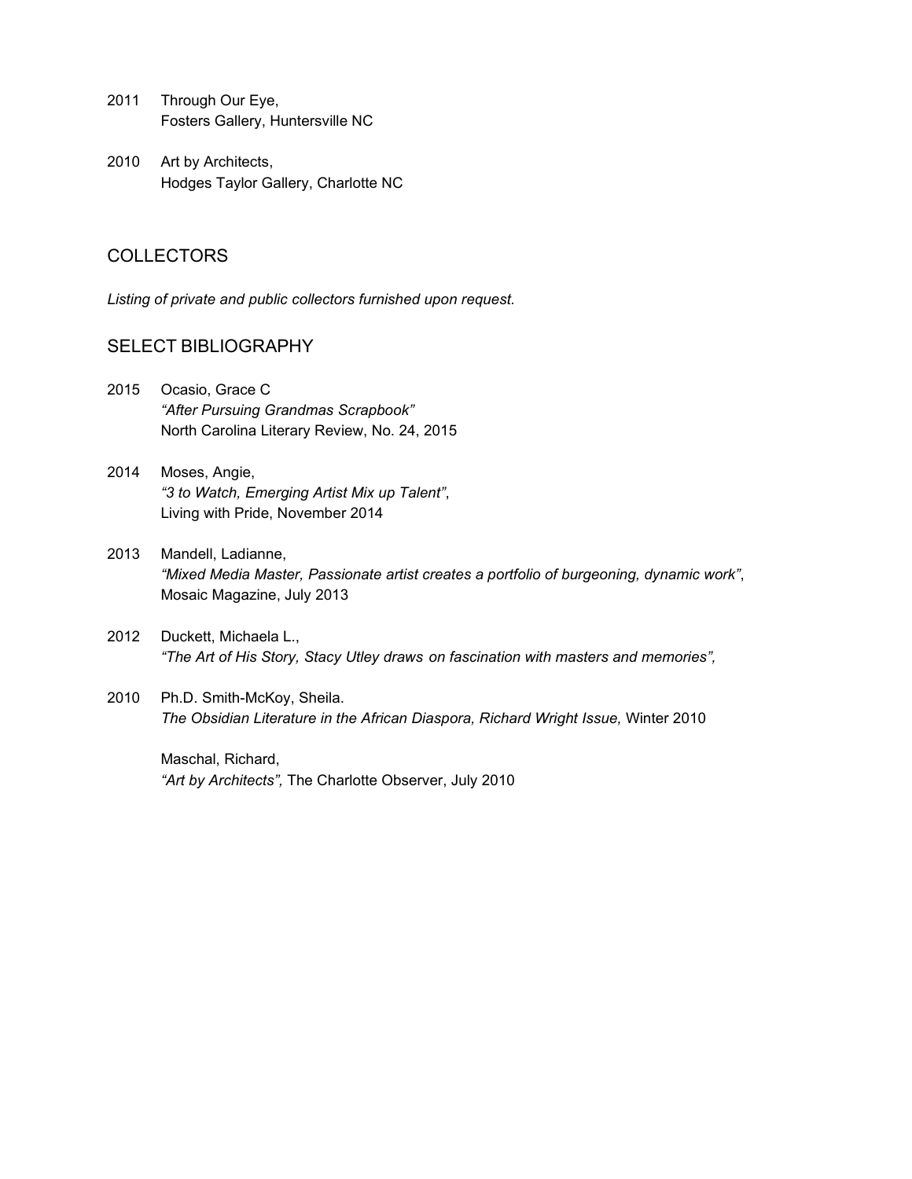2011 Through Our Eye,
Fosters Gallery, Huntersville NC

2010 Art by Architects,
Hodges Taylor Gallery, Charlotte NC

## COLLECTORS

*Listing of private and public collectors furnished upon request.*

## SELECT BIBLIOGRAPHY

2015 Ocasio, Grace C
*"After Pursuing Grandmas Scrapbook"*
North Carolina Literary Review, No. 24, 2015

2014 Moses, Angie,
*"3 to Watch, Emerging Artist Mix up Talent"*,
Living with Pride, November 2014

2013 Mandell, Ladianne,
*"Mixed Media Master, Passionate artist creates a portfolio of burgeoning, dynamic work"*,
Mosaic Magazine, July 2013

2012 Duckett, Michaela L.,
*"The Art of His Story, Stacy Utley draws on fascination with masters and memories",*

2010 Ph.D. Smith-McKoy, Sheila.
*The Obsidian Literature in the African Diaspora, Richard Wright Issue,* Winter 2010

Maschal, Richard,
*"Art by Architects",* The Charlotte Observer, July 2010